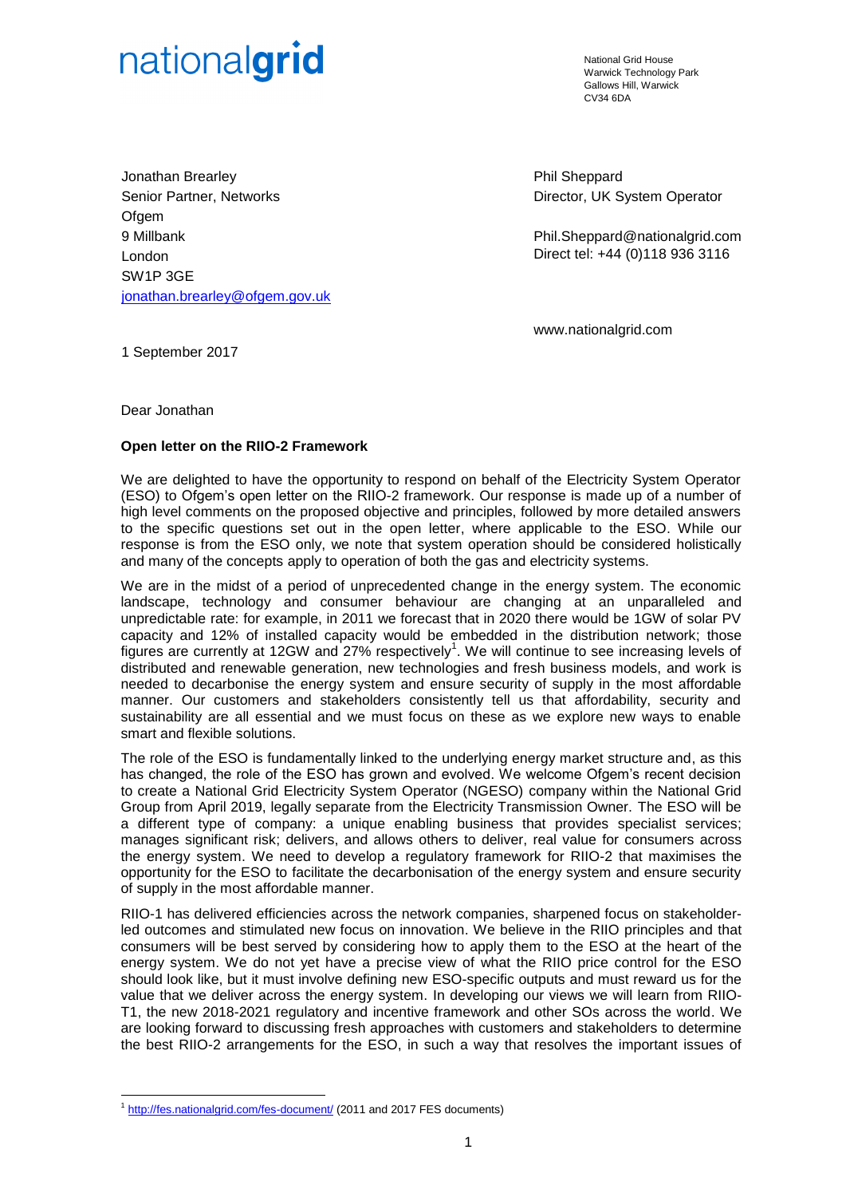nationalgrid

National Grid House
Warwick Technology Park
Gallows Hill, Warwick
CV34 6DA

Jonathan Brearley
Senior Partner, Networks
Ofgem
9 Millbank
London
SW1P 3GE
jonathan.brearley@ofgem.gov.uk

Phil Sheppard
Director, UK System Operator

Phil.Sheppard@nationalgrid.com
Direct tel: +44 (0)118 936 3116

www.nationalgrid.com

1 September 2017

Dear Jonathan

**Open letter on the RIIO-2 Framework**

We are delighted to have the opportunity to respond on behalf of the Electricity System Operator (ESO) to Ofgem's open letter on the RIIO-2 framework. Our response is made up of a number of high level comments on the proposed objective and principles, followed by more detailed answers to the specific questions set out in the open letter, where applicable to the ESO. While our response is from the ESO only, we note that system operation should be considered holistically and many of the concepts apply to operation of both the gas and electricity systems.

We are in the midst of a period of unprecedented change in the energy system. The economic landscape, technology and consumer behaviour are changing at an unparalleled and unpredictable rate: for example, in 2011 we forecast that in 2020 there would be 1GW of solar PV capacity and 12% of installed capacity would be embedded in the distribution network; those figures are currently at 12GW and 27% respectively[1]. We will continue to see increasing levels of distributed and renewable generation, new technologies and fresh business models, and work is needed to decarbonise the energy system and ensure security of supply in the most affordable manner. Our customers and stakeholders consistently tell us that affordability, security and sustainability are all essential and we must focus on these as we explore new ways to enable smart and flexible solutions.

The role of the ESO is fundamentally linked to the underlying energy market structure and, as this has changed, the role of the ESO has grown and evolved. We welcome Ofgem's recent decision to create a National Grid Electricity System Operator (NGESO) company within the National Grid Group from April 2019, legally separate from the Electricity Transmission Owner. The ESO will be a different type of company: a unique enabling business that provides specialist services; manages significant risk; delivers, and allows others to deliver, real value for consumers across the energy system. We need to develop a regulatory framework for RIIO-2 that maximises the opportunity for the ESO to facilitate the decarbonisation of the energy system and ensure security of supply in the most affordable manner.

RIIO-1 has delivered efficiencies across the network companies, sharpened focus on stakeholder-led outcomes and stimulated new focus on innovation. We believe in the RIIO principles and that consumers will be best served by considering how to apply them to the ESO at the heart of the energy system. We do not yet have a precise view of what the RIIO price control for the ESO should look like, but it must involve defining new ESO-specific outputs and must reward us for the value that we deliver across the energy system. In developing our views we will learn from RIIO-T1, the new 2018-2021 regulatory and incentive framework and other SOs across the world. We are looking forward to discussing fresh approaches with customers and stakeholders to determine the best RIIO-2 arrangements for the ESO, in such a way that resolves the important issues of

[1] http://fes.nationalgrid.com/fes-document/ (2011 and 2017 FES documents)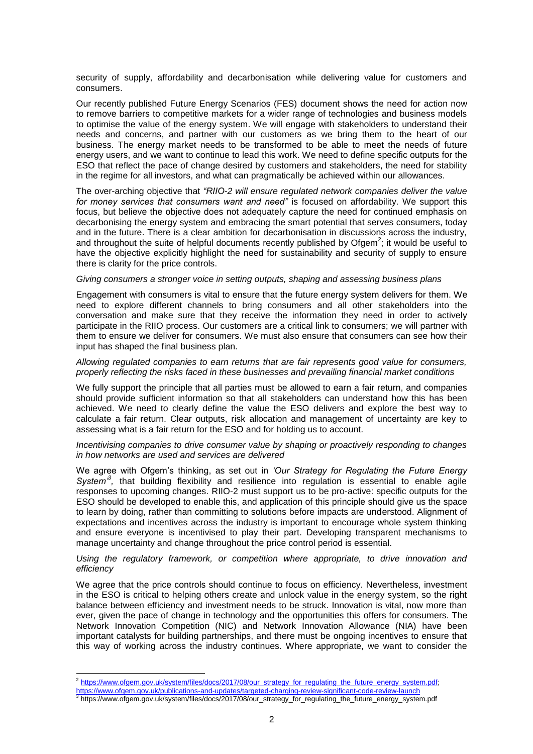security of supply, affordability and decarbonisation while delivering value for customers and consumers.

Our recently published Future Energy Scenarios (FES) document shows the need for action now to remove barriers to competitive markets for a wider range of technologies and business models to optimise the value of the energy system. We will engage with stakeholders to understand their needs and concerns, and partner with our customers as we bring them to the heart of our business. The energy market needs to be transformed to be able to meet the needs of future energy users, and we want to continue to lead this work. We need to define specific outputs for the ESO that reflect the pace of change desired by customers and stakeholders, the need for stability in the regime for all investors, and what can pragmatically be achieved within our allowances.

The over-arching objective that *"RIIO-2 will ensure regulated network companies deliver the value for money services that consumers want and need"* is focused on affordability. We support this focus, but believe the objective does not adequately capture the need for continued emphasis on decarbonising the energy system and embracing the smart potential that serves consumers, today and in the future. There is a clear ambition for decarbonisation in discussions across the industry, and throughout the suite of helpful documents recently published by Ofgem[2]; it would be useful to have the objective explicitly highlight the need for sustainability and security of supply to ensure there is clarity for the price controls.

*Giving consumers a stronger voice in setting outputs, shaping and assessing business plans*

Engagement with consumers is vital to ensure that the future energy system delivers for them. We need to explore different channels to bring consumers and all other stakeholders into the conversation and make sure that they receive the information they need in order to actively participate in the RIIO process. Our customers are a critical link to consumers; we will partner with them to ensure we deliver for consumers. We must also ensure that consumers can see how their input has shaped the final business plan.

*Allowing regulated companies to earn returns that are fair represents good value for consumers, properly reflecting the risks faced in these businesses and prevailing financial market conditions*

We fully support the principle that all parties must be allowed to earn a fair return, and companies should provide sufficient information so that all stakeholders can understand how this has been achieved. We need to clearly define the value the ESO delivers and explore the best way to calculate a fair return. Clear outputs, risk allocation and management of uncertainty are key to assessing what is a fair return for the ESO and for holding us to account.

*Incentivising companies to drive consumer value by shaping or proactively responding to changes in how networks are used and services are delivered*

We agree with Ofgem's thinking, as set out in *'Our Strategy for Regulating the Future Energy System'*[3], that building flexibility and resilience into regulation is essential to enable agile responses to upcoming changes. RIIO-2 must support us to be pro-active: specific outputs for the ESO should be developed to enable this, and application of this principle should give us the space to learn by doing, rather than committing to solutions before impacts are understood. Alignment of expectations and incentives across the industry is important to encourage whole system thinking and ensure everyone is incentivised to play their part. Developing transparent mechanisms to manage uncertainty and change throughout the price control period is essential.

*Using the regulatory framework, or competition where appropriate, to drive innovation and efficiency*

We agree that the price controls should continue to focus on efficiency. Nevertheless, investment in the ESO is critical to helping others create and unlock value in the energy system, so the right balance between efficiency and investment needs to be struck. Innovation is vital, now more than ever, given the pace of change in technology and the opportunities this offers for consumers. The Network Innovation Competition (NIC) and Network Innovation Allowance (NIA) have been important catalysts for building partnerships, and there must be ongoing incentives to ensure that this way of working across the industry continues. Where appropriate, we want to consider the

---

[2] https://www.ofgem.gov.uk/system/files/docs/2017/08/our_strategy_for_regulating_the_future_energy_system.pdf; https://www.ofgem.gov.uk/publications-and-updates/targeted-charging-review-significant-code-review-launch

[3] https://www.ofgem.gov.uk/system/files/docs/2017/08/our_strategy_for_regulating_the_future_energy_system.pdf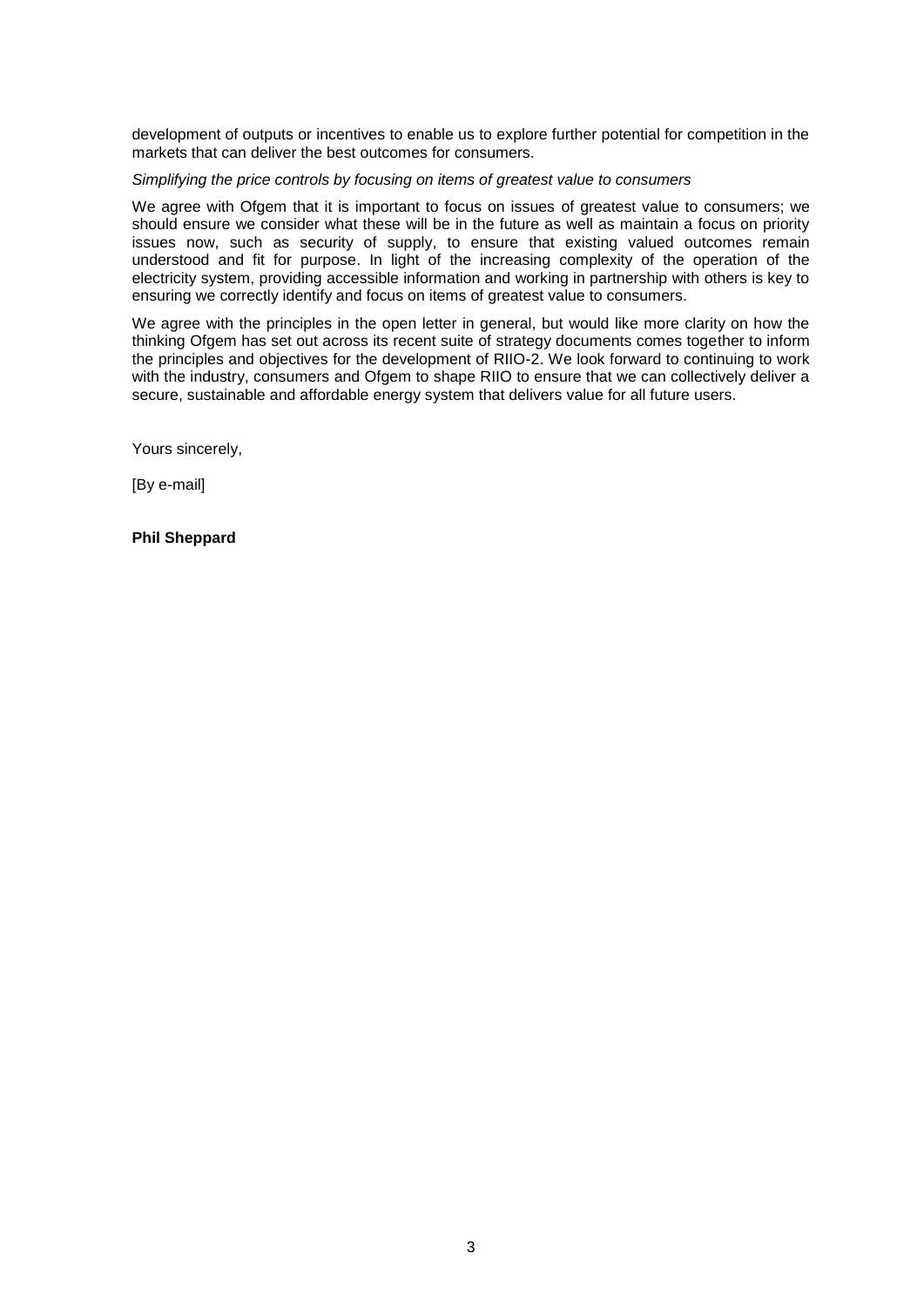development of outputs or incentives to enable us to explore further potential for competition in the markets that can deliver the best outcomes for consumers.

*Simplifying the price controls by focusing on items of greatest value to consumers*

We agree with Ofgem that it is important to focus on issues of greatest value to consumers; we should ensure we consider what these will be in the future as well as maintain a focus on priority issues now, such as security of supply, to ensure that existing valued outcomes remain understood and fit for purpose. In light of the increasing complexity of the operation of the electricity system, providing accessible information and working in partnership with others is key to ensuring we correctly identify and focus on items of greatest value to consumers.

We agree with the principles in the open letter in general, but would like more clarity on how the thinking Ofgem has set out across its recent suite of strategy documents comes together to inform the principles and objectives for the development of RIIO-2. We look forward to continuing to work with the industry, consumers and Ofgem to shape RIIO to ensure that we can collectively deliver a secure, sustainable and affordable energy system that delivers value for all future users.

Yours sincerely,

[By e-mail]

**Phil Sheppard**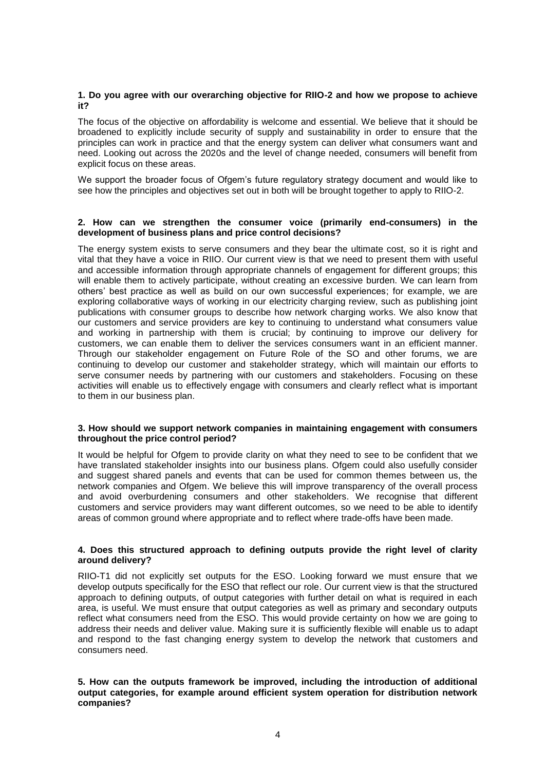**1. Do you agree with our overarching objective for RIIO-2 and how we propose to achieve it?**

The focus of the objective on affordability is welcome and essential. We believe that it should be broadened to explicitly include security of supply and sustainability in order to ensure that the principles can work in practice and that the energy system can deliver what consumers want and need. Looking out across the 2020s and the level of change needed, consumers will benefit from explicit focus on these areas.

We support the broader focus of Ofgem's future regulatory strategy document and would like to see how the principles and objectives set out in both will be brought together to apply to RIIO-2.

**2. How can we strengthen the consumer voice (primarily end-consumers) in the development of business plans and price control decisions?**

The energy system exists to serve consumers and they bear the ultimate cost, so it is right and vital that they have a voice in RIIO. Our current view is that we need to present them with useful and accessible information through appropriate channels of engagement for different groups; this will enable them to actively participate, without creating an excessive burden. We can learn from others' best practice as well as build on our own successful experiences; for example, we are exploring collaborative ways of working in our electricity charging review, such as publishing joint publications with consumer groups to describe how network charging works. We also know that our customers and service providers are key to continuing to understand what consumers value and working in partnership with them is crucial; by continuing to improve our delivery for customers, we can enable them to deliver the services consumers want in an efficient manner. Through our stakeholder engagement on Future Role of the SO and other forums, we are continuing to develop our customer and stakeholder strategy, which will maintain our efforts to serve consumer needs by partnering with our customers and stakeholders. Focusing on these activities will enable us to effectively engage with consumers and clearly reflect what is important to them in our business plan.

**3. How should we support network companies in maintaining engagement with consumers throughout the price control period?**

It would be helpful for Ofgem to provide clarity on what they need to see to be confident that we have translated stakeholder insights into our business plans. Ofgem could also usefully consider and suggest shared panels and events that can be used for common themes between us, the network companies and Ofgem. We believe this will improve transparency of the overall process and avoid overburdening consumers and other stakeholders. We recognise that different customers and service providers may want different outcomes, so we need to be able to identify areas of common ground where appropriate and to reflect where trade-offs have been made.

**4. Does this structured approach to defining outputs provide the right level of clarity around delivery?**

RIIO-T1 did not explicitly set outputs for the ESO. Looking forward we must ensure that we develop outputs specifically for the ESO that reflect our role. Our current view is that the structured approach to defining outputs, of output categories with further detail on what is required in each area, is useful. We must ensure that output categories as well as primary and secondary outputs reflect what consumers need from the ESO. This would provide certainty on how we are going to address their needs and deliver value. Making sure it is sufficiently flexible will enable us to adapt and respond to the fast changing energy system to develop the network that customers and consumers need.

**5. How can the outputs framework be improved, including the introduction of additional output categories, for example around efficient system operation for distribution network companies?**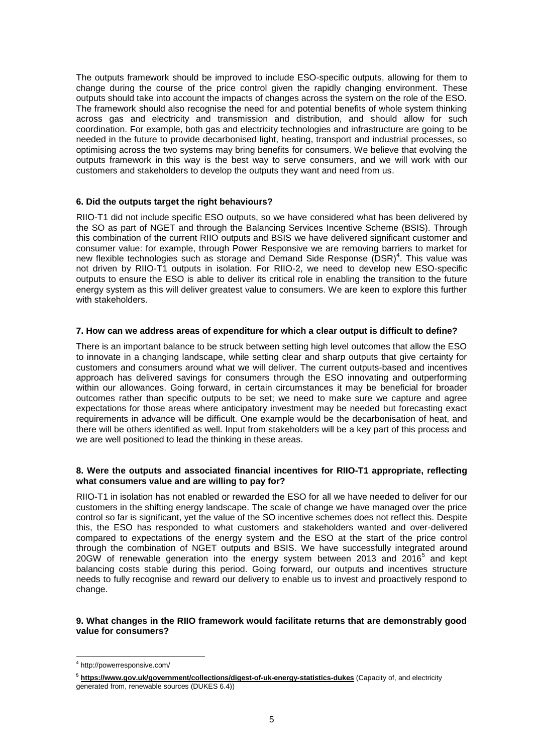The outputs framework should be improved to include ESO-specific outputs, allowing for them to change during the course of the price control given the rapidly changing environment. These outputs should take into account the impacts of changes across the system on the role of the ESO. The framework should also recognise the need for and potential benefits of whole system thinking across gas and electricity and transmission and distribution, and should allow for such coordination. For example, both gas and electricity technologies and infrastructure are going to be needed in the future to provide decarbonised light, heating, transport and industrial processes, so optimising across the two systems may bring benefits for consumers. We believe that evolving the outputs framework in this way is the best way to serve consumers, and we will work with our customers and stakeholders to develop the outputs they want and need from us.

**6. Did the outputs target the right behaviours?**

RIIO-T1 did not include specific ESO outputs, so we have considered what has been delivered by the SO as part of NGET and through the Balancing Services Incentive Scheme (BSIS). Through this combination of the current RIIO outputs and BSIS we have delivered significant customer and consumer value: for example, through Power Responsive we are removing barriers to market for new flexible technologies such as storage and Demand Side Response (DSR)[4]. This value was not driven by RIIO-T1 outputs in isolation. For RIIO-2, we need to develop new ESO-specific outputs to ensure the ESO is able to deliver its critical role in enabling the transition to the future energy system as this will deliver greatest value to consumers. We are keen to explore this further with stakeholders.

**7. How can we address areas of expenditure for which a clear output is difficult to define?**

There is an important balance to be struck between setting high level outcomes that allow the ESO to innovate in a changing landscape, while setting clear and sharp outputs that give certainty for customers and consumers around what we will deliver. The current outputs-based and incentives approach has delivered savings for consumers through the ESO innovating and outperforming within our allowances. Going forward, in certain circumstances it may be beneficial for broader outcomes rather than specific outputs to be set; we need to make sure we capture and agree expectations for those areas where anticipatory investment may be needed but forecasting exact requirements in advance will be difficult. One example would be the decarbonisation of heat, and there will be others identified as well. Input from stakeholders will be a key part of this process and we are well positioned to lead the thinking in these areas.

**8. Were the outputs and associated financial incentives for RIIO-T1 appropriate, reflecting what consumers value and are willing to pay for?**

RIIO-T1 in isolation has not enabled or rewarded the ESO for all we have needed to deliver for our customers in the shifting energy landscape. The scale of change we have managed over the price control so far is significant, yet the value of the SO incentive schemes does not reflect this. Despite this, the ESO has responded to what customers and stakeholders wanted and over-delivered compared to expectations of the energy system and the ESO at the start of the price control through the combination of NGET outputs and BSIS. We have successfully integrated around 20GW of renewable generation into the energy system between 2013 and 2016[5] and kept balancing costs stable during this period. Going forward, our outputs and incentives structure needs to fully recognise and reward our delivery to enable us to invest and proactively respond to change.

**9. What changes in the RIIO framework would facilitate returns that are demonstrably good value for consumers?**

---

[4] http://powerresponsive.com/

[5] **https://www.gov.uk/government/collections/digest-of-uk-energy-statistics-dukes** (Capacity of, and electricity generated from, renewable sources (DUKES 6.4))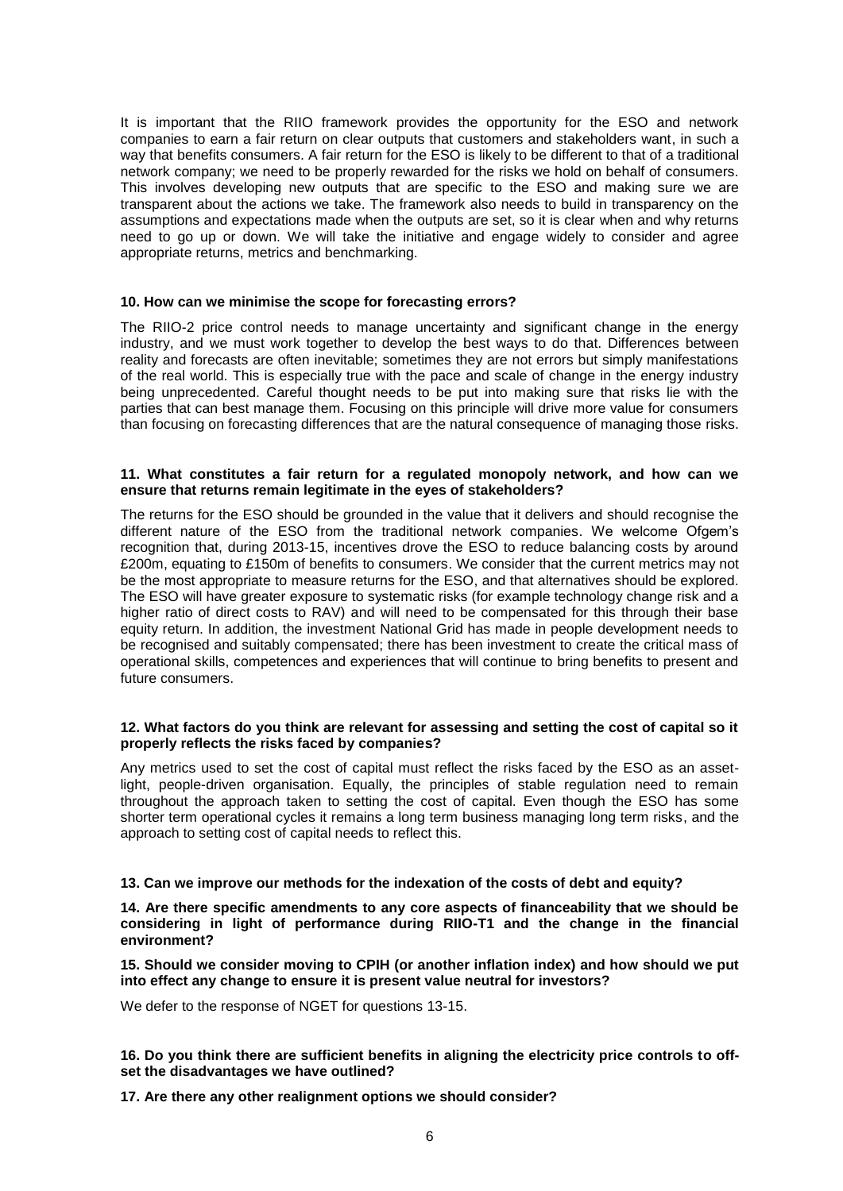It is important that the RIIO framework provides the opportunity for the ESO and network companies to earn a fair return on clear outputs that customers and stakeholders want, in such a way that benefits consumers. A fair return for the ESO is likely to be different to that of a traditional network company; we need to be properly rewarded for the risks we hold on behalf of consumers. This involves developing new outputs that are specific to the ESO and making sure we are transparent about the actions we take. The framework also needs to build in transparency on the assumptions and expectations made when the outputs are set, so it is clear when and why returns need to go up or down. We will take the initiative and engage widely to consider and agree appropriate returns, metrics and benchmarking.

**10. How can we minimise the scope for forecasting errors?**

The RIIO-2 price control needs to manage uncertainty and significant change in the energy industry, and we must work together to develop the best ways to do that. Differences between reality and forecasts are often inevitable; sometimes they are not errors but simply manifestations of the real world. This is especially true with the pace and scale of change in the energy industry being unprecedented. Careful thought needs to be put into making sure that risks lie with the parties that can best manage them. Focusing on this principle will drive more value for consumers than focusing on forecasting differences that are the natural consequence of managing those risks.

**11. What constitutes a fair return for a regulated monopoly network, and how can we ensure that returns remain legitimate in the eyes of stakeholders?**

The returns for the ESO should be grounded in the value that it delivers and should recognise the different nature of the ESO from the traditional network companies. We welcome Ofgem's recognition that, during 2013-15, incentives drove the ESO to reduce balancing costs by around £200m, equating to £150m of benefits to consumers. We consider that the current metrics may not be the most appropriate to measure returns for the ESO, and that alternatives should be explored. The ESO will have greater exposure to systematic risks (for example technology change risk and a higher ratio of direct costs to RAV) and will need to be compensated for this through their base equity return. In addition, the investment National Grid has made in people development needs to be recognised and suitably compensated; there has been investment to create the critical mass of operational skills, competences and experiences that will continue to bring benefits to present and future consumers.

**12. What factors do you think are relevant for assessing and setting the cost of capital so it properly reflects the risks faced by companies?**

Any metrics used to set the cost of capital must reflect the risks faced by the ESO as an asset-light, people-driven organisation. Equally, the principles of stable regulation need to remain throughout the approach taken to setting the cost of capital. Even though the ESO has some shorter term operational cycles it remains a long term business managing long term risks, and the approach to setting cost of capital needs to reflect this.

**13. Can we improve our methods for the indexation of the costs of debt and equity?**

**14. Are there specific amendments to any core aspects of financeability that we should be considering in light of performance during RIIO-T1 and the change in the financial environment?**

**15. Should we consider moving to CPIH (or another inflation index) and how should we put into effect any change to ensure it is present value neutral for investors?**

We defer to the response of NGET for questions 13-15.

**16. Do you think there are sufficient benefits in aligning the electricity price controls to off-set the disadvantages we have outlined?**

**17. Are there any other realignment options we should consider?**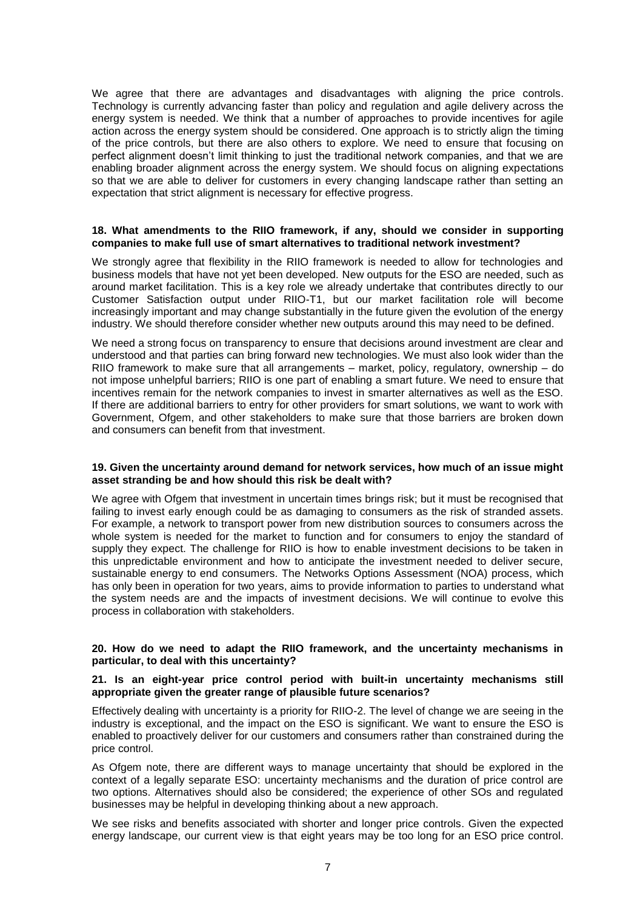We agree that there are advantages and disadvantages with aligning the price controls. Technology is currently advancing faster than policy and regulation and agile delivery across the energy system is needed. We think that a number of approaches to provide incentives for agile action across the energy system should be considered. One approach is to strictly align the timing of the price controls, but there are also others to explore. We need to ensure that focusing on perfect alignment doesn't limit thinking to just the traditional network companies, and that we are enabling broader alignment across the energy system. We should focus on aligning expectations so that we are able to deliver for customers in every changing landscape rather than setting an expectation that strict alignment is necessary for effective progress.

**18. What amendments to the RIIO framework, if any, should we consider in supporting companies to make full use of smart alternatives to traditional network investment?**

We strongly agree that flexibility in the RIIO framework is needed to allow for technologies and business models that have not yet been developed. New outputs for the ESO are needed, such as around market facilitation. This is a key role we already undertake that contributes directly to our Customer Satisfaction output under RIIO-T1, but our market facilitation role will become increasingly important and may change substantially in the future given the evolution of the energy industry. We should therefore consider whether new outputs around this may need to be defined.

We need a strong focus on transparency to ensure that decisions around investment are clear and understood and that parties can bring forward new technologies. We must also look wider than the RIIO framework to make sure that all arrangements – market, policy, regulatory, ownership – do not impose unhelpful barriers; RIIO is one part of enabling a smart future. We need to ensure that incentives remain for the network companies to invest in smarter alternatives as well as the ESO. If there are additional barriers to entry for other providers for smart solutions, we want to work with Government, Ofgem, and other stakeholders to make sure that those barriers are broken down and consumers can benefit from that investment.

**19. Given the uncertainty around demand for network services, how much of an issue might asset stranding be and how should this risk be dealt with?**

We agree with Ofgem that investment in uncertain times brings risk; but it must be recognised that failing to invest early enough could be as damaging to consumers as the risk of stranded assets. For example, a network to transport power from new distribution sources to consumers across the whole system is needed for the market to function and for consumers to enjoy the standard of supply they expect. The challenge for RIIO is how to enable investment decisions to be taken in this unpredictable environment and how to anticipate the investment needed to deliver secure, sustainable energy to end consumers. The Networks Options Assessment (NOA) process, which has only been in operation for two years, aims to provide information to parties to understand what the system needs are and the impacts of investment decisions. We will continue to evolve this process in collaboration with stakeholders.

**20. How do we need to adapt the RIIO framework, and the uncertainty mechanisms in particular, to deal with this uncertainty?**

**21. Is an eight-year price control period with built-in uncertainty mechanisms still appropriate given the greater range of plausible future scenarios?**

Effectively dealing with uncertainty is a priority for RIIO-2. The level of change we are seeing in the industry is exceptional, and the impact on the ESO is significant. We want to ensure the ESO is enabled to proactively deliver for our customers and consumers rather than constrained during the price control.

As Ofgem note, there are different ways to manage uncertainty that should be explored in the context of a legally separate ESO: uncertainty mechanisms and the duration of price control are two options. Alternatives should also be considered; the experience of other SOs and regulated businesses may be helpful in developing thinking about a new approach.

We see risks and benefits associated with shorter and longer price controls. Given the expected energy landscape, our current view is that eight years may be too long for an ESO price control.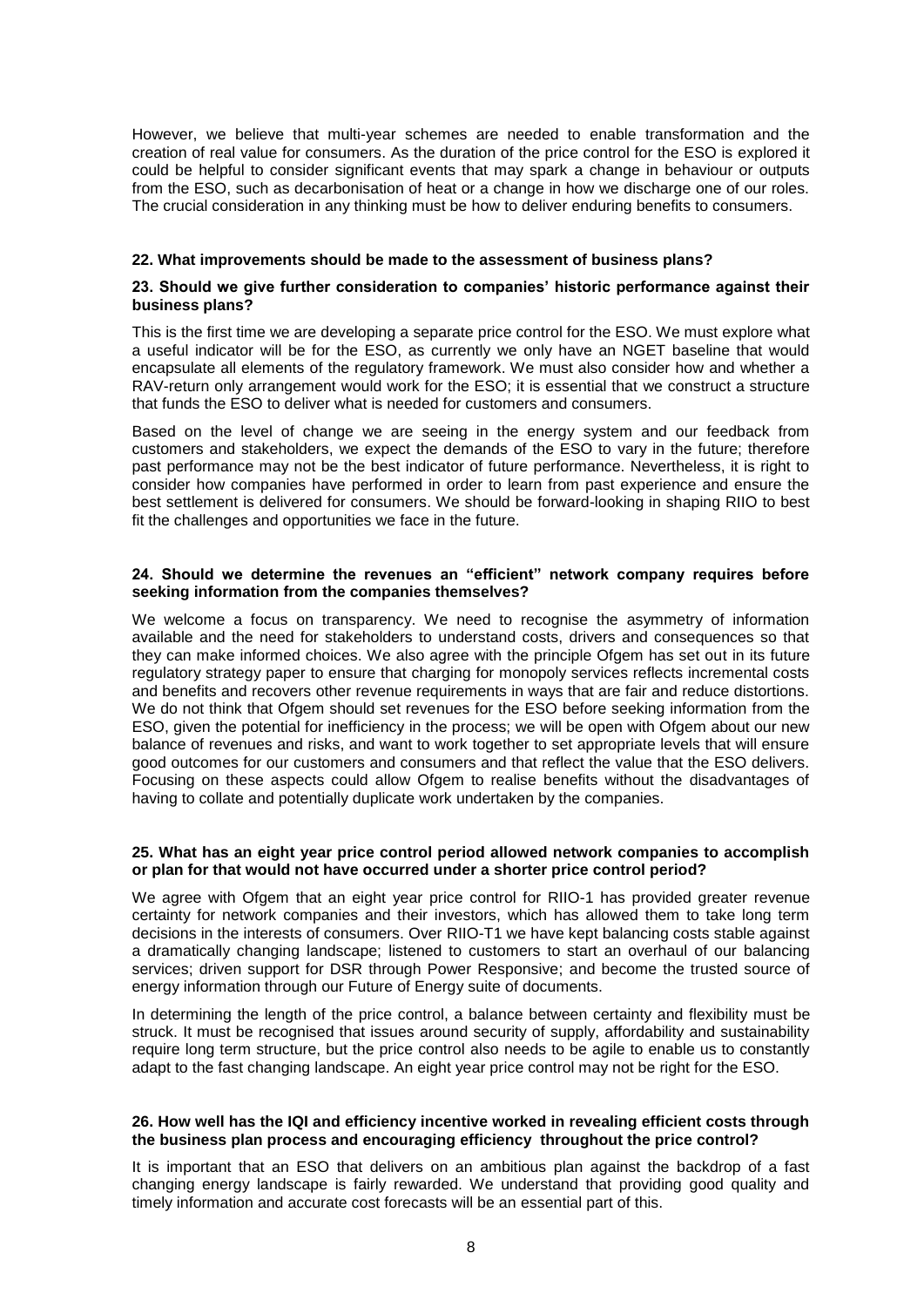However, we believe that multi-year schemes are needed to enable transformation and the creation of real value for consumers. As the duration of the price control for the ESO is explored it could be helpful to consider significant events that may spark a change in behaviour or outputs from the ESO, such as decarbonisation of heat or a change in how we discharge one of our roles. The crucial consideration in any thinking must be how to deliver enduring benefits to consumers.

**22. What improvements should be made to the assessment of business plans?**

**23. Should we give further consideration to companies' historic performance against their business plans?**

This is the first time we are developing a separate price control for the ESO. We must explore what a useful indicator will be for the ESO, as currently we only have an NGET baseline that would encapsulate all elements of the regulatory framework. We must also consider how and whether a RAV-return only arrangement would work for the ESO; it is essential that we construct a structure that funds the ESO to deliver what is needed for customers and consumers.

Based on the level of change we are seeing in the energy system and our feedback from customers and stakeholders, we expect the demands of the ESO to vary in the future; therefore past performance may not be the best indicator of future performance. Nevertheless, it is right to consider how companies have performed in order to learn from past experience and ensure the best settlement is delivered for consumers. We should be forward-looking in shaping RIIO to best fit the challenges and opportunities we face in the future.

**24. Should we determine the revenues an "efficient" network company requires before seeking information from the companies themselves?**

We welcome a focus on transparency. We need to recognise the asymmetry of information available and the need for stakeholders to understand costs, drivers and consequences so that they can make informed choices. We also agree with the principle Ofgem has set out in its future regulatory strategy paper to ensure that charging for monopoly services reflects incremental costs and benefits and recovers other revenue requirements in ways that are fair and reduce distortions. We do not think that Ofgem should set revenues for the ESO before seeking information from the ESO, given the potential for inefficiency in the process; we will be open with Ofgem about our new balance of revenues and risks, and want to work together to set appropriate levels that will ensure good outcomes for our customers and consumers and that reflect the value that the ESO delivers. Focusing on these aspects could allow Ofgem to realise benefits without the disadvantages of having to collate and potentially duplicate work undertaken by the companies.

**25. What has an eight year price control period allowed network companies to accomplish or plan for that would not have occurred under a shorter price control period?**

We agree with Ofgem that an eight year price control for RIIO-1 has provided greater revenue certainty for network companies and their investors, which has allowed them to take long term decisions in the interests of consumers. Over RIIO-T1 we have kept balancing costs stable against a dramatically changing landscape; listened to customers to start an overhaul of our balancing services; driven support for DSR through Power Responsive; and become the trusted source of energy information through our Future of Energy suite of documents.

In determining the length of the price control, a balance between certainty and flexibility must be struck. It must be recognised that issues around security of supply, affordability and sustainability require long term structure, but the price control also needs to be agile to enable us to constantly adapt to the fast changing landscape. An eight year price control may not be right for the ESO.

**26. How well has the IQI and efficiency incentive worked in revealing efficient costs through the business plan process and encouraging efficiency throughout the price control?**

It is important that an ESO that delivers on an ambitious plan against the backdrop of a fast changing energy landscape is fairly rewarded. We understand that providing good quality and timely information and accurate cost forecasts will be an essential part of this.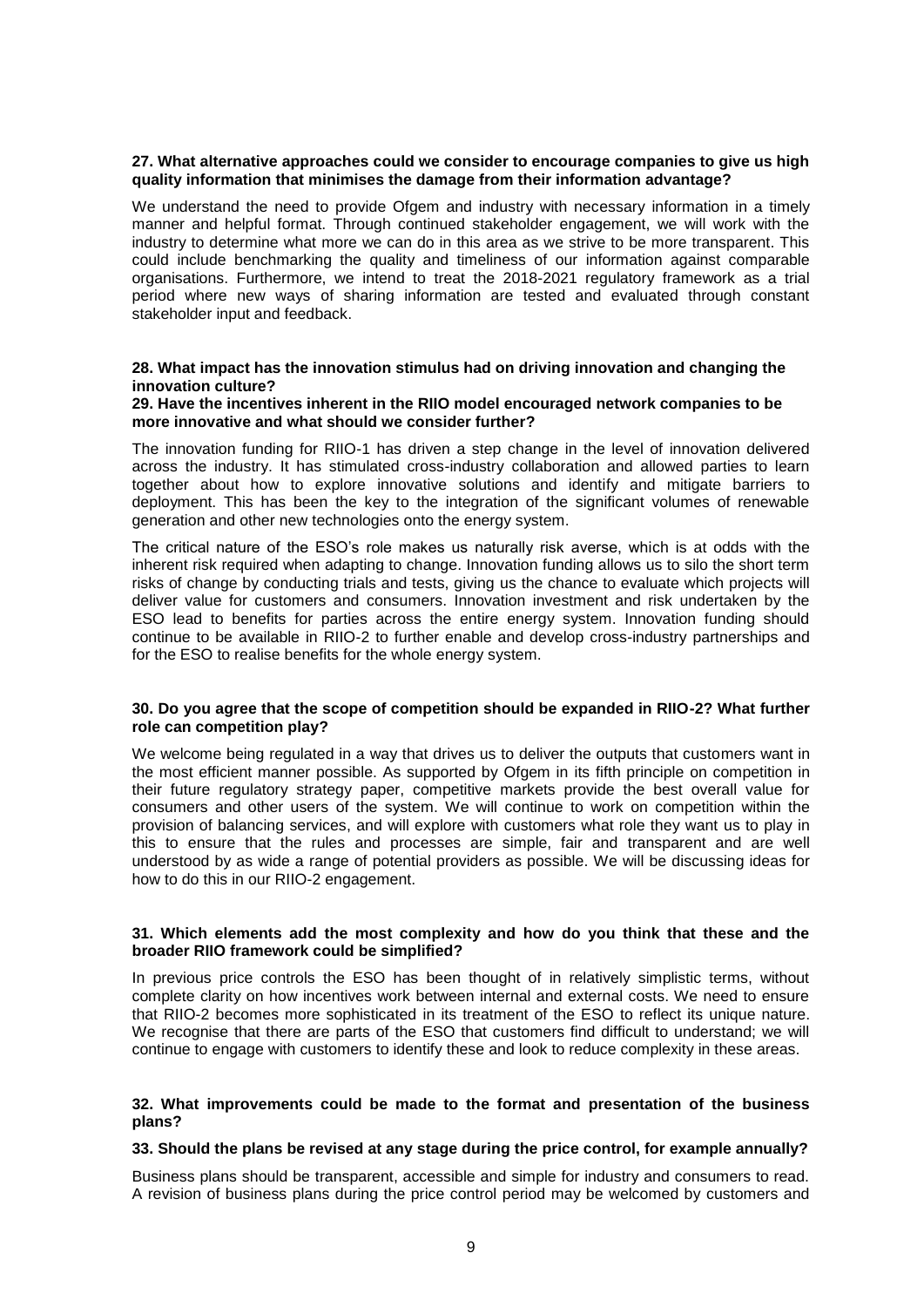**27. What alternative approaches could we consider to encourage companies to give us high quality information that minimises the damage from their information advantage?**

We understand the need to provide Ofgem and industry with necessary information in a timely manner and helpful format. Through continued stakeholder engagement, we will work with the industry to determine what more we can do in this area as we strive to be more transparent. This could include benchmarking the quality and timeliness of our information against comparable organisations. Furthermore, we intend to treat the 2018-2021 regulatory framework as a trial period where new ways of sharing information are tested and evaluated through constant stakeholder input and feedback.

**28. What impact has the innovation stimulus had on driving innovation and changing the innovation culture?**

**29. Have the incentives inherent in the RIIO model encouraged network companies to be more innovative and what should we consider further?**

The innovation funding for RIIO-1 has driven a step change in the level of innovation delivered across the industry. It has stimulated cross-industry collaboration and allowed parties to learn together about how to explore innovative solutions and identify and mitigate barriers to deployment. This has been the key to the integration of the significant volumes of renewable generation and other new technologies onto the energy system.

The critical nature of the ESO's role makes us naturally risk averse, which is at odds with the inherent risk required when adapting to change. Innovation funding allows us to silo the short term risks of change by conducting trials and tests, giving us the chance to evaluate which projects will deliver value for customers and consumers. Innovation investment and risk undertaken by the ESO lead to benefits for parties across the entire energy system. Innovation funding should continue to be available in RIIO-2 to further enable and develop cross-industry partnerships and for the ESO to realise benefits for the whole energy system.

**30. Do you agree that the scope of competition should be expanded in RIIO-2? What further role can competition play?**

We welcome being regulated in a way that drives us to deliver the outputs that customers want in the most efficient manner possible. As supported by Ofgem in its fifth principle on competition in their future regulatory strategy paper, competitive markets provide the best overall value for consumers and other users of the system. We will continue to work on competition within the provision of balancing services, and will explore with customers what role they want us to play in this to ensure that the rules and processes are simple, fair and transparent and are well understood by as wide a range of potential providers as possible. We will be discussing ideas for how to do this in our RIIO-2 engagement.

**31. Which elements add the most complexity and how do you think that these and the broader RIIO framework could be simplified?**

In previous price controls the ESO has been thought of in relatively simplistic terms, without complete clarity on how incentives work between internal and external costs. We need to ensure that RIIO-2 becomes more sophisticated in its treatment of the ESO to reflect its unique nature. We recognise that there are parts of the ESO that customers find difficult to understand; we will continue to engage with customers to identify these and look to reduce complexity in these areas.

**32. What improvements could be made to the format and presentation of the business plans?**

**33. Should the plans be revised at any stage during the price control, for example annually?**

Business plans should be transparent, accessible and simple for industry and consumers to read. A revision of business plans during the price control period may be welcomed by customers and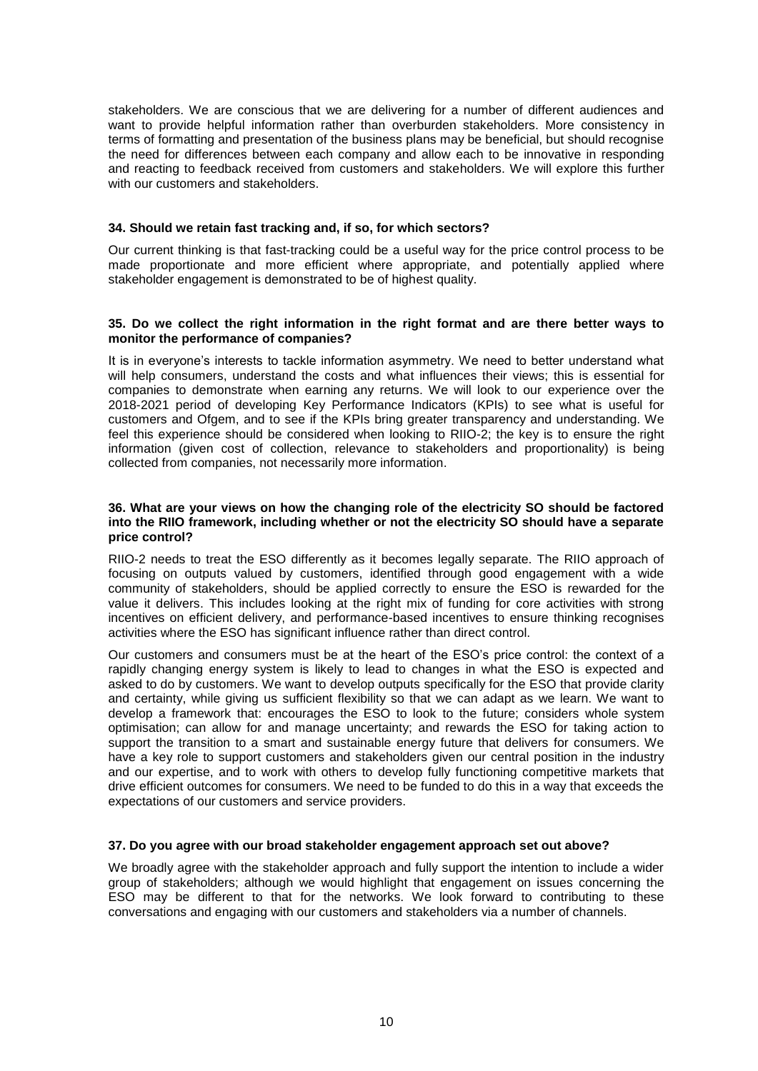stakeholders. We are conscious that we are delivering for a number of different audiences and want to provide helpful information rather than overburden stakeholders. More consistency in terms of formatting and presentation of the business plans may be beneficial, but should recognise the need for differences between each company and allow each to be innovative in responding and reacting to feedback received from customers and stakeholders. We will explore this further with our customers and stakeholders.

**34. Should we retain fast tracking and, if so, for which sectors?**

Our current thinking is that fast-tracking could be a useful way for the price control process to be made proportionate and more efficient where appropriate, and potentially applied where stakeholder engagement is demonstrated to be of highest quality.

**35. Do we collect the right information in the right format and are there better ways to monitor the performance of companies?**

It is in everyone's interests to tackle information asymmetry. We need to better understand what will help consumers, understand the costs and what influences their views; this is essential for companies to demonstrate when earning any returns. We will look to our experience over the 2018-2021 period of developing Key Performance Indicators (KPIs) to see what is useful for customers and Ofgem, and to see if the KPIs bring greater transparency and understanding. We feel this experience should be considered when looking to RIIO-2; the key is to ensure the right information (given cost of collection, relevance to stakeholders and proportionality) is being collected from companies, not necessarily more information.

**36. What are your views on how the changing role of the electricity SO should be factored into the RIIO framework, including whether or not the electricity SO should have a separate price control?**

RIIO-2 needs to treat the ESO differently as it becomes legally separate. The RIIO approach of focusing on outputs valued by customers, identified through good engagement with a wide community of stakeholders, should be applied correctly to ensure the ESO is rewarded for the value it delivers. This includes looking at the right mix of funding for core activities with strong incentives on efficient delivery, and performance-based incentives to ensure thinking recognises activities where the ESO has significant influence rather than direct control.

Our customers and consumers must be at the heart of the ESO's price control: the context of a rapidly changing energy system is likely to lead to changes in what the ESO is expected and asked to do by customers. We want to develop outputs specifically for the ESO that provide clarity and certainty, while giving us sufficient flexibility so that we can adapt as we learn. We want to develop a framework that: encourages the ESO to look to the future; considers whole system optimisation; can allow for and manage uncertainty; and rewards the ESO for taking action to support the transition to a smart and sustainable energy future that delivers for consumers. We have a key role to support customers and stakeholders given our central position in the industry and our expertise, and to work with others to develop fully functioning competitive markets that drive efficient outcomes for consumers. We need to be funded to do this in a way that exceeds the expectations of our customers and service providers.

**37. Do you agree with our broad stakeholder engagement approach set out above?**

We broadly agree with the stakeholder approach and fully support the intention to include a wider group of stakeholders; although we would highlight that engagement on issues concerning the ESO may be different to that for the networks. We look forward to contributing to these conversations and engaging with our customers and stakeholders via a number of channels.